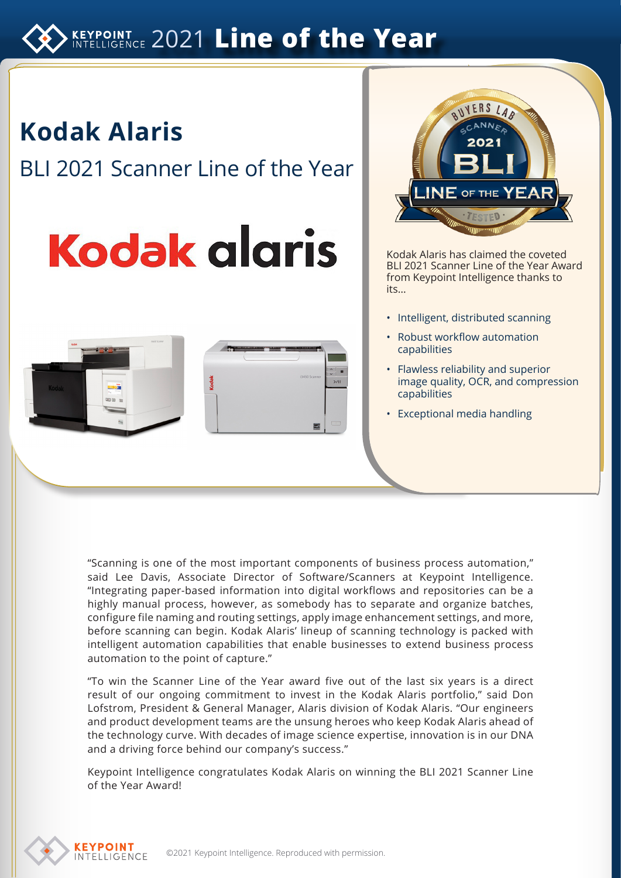# Keypoint Intelligence 2021 Line of the Year

## Kodak Alaris

### BLI 2021 Scanner Line of the Year

Kodak Alaris has claimed the coveted BLI 2021 Scanner Line of the Year Award from Keypoint Intelligence thanks to its…

- Intelligent, distributed scanning
- Robust workflow automation capabilities
- Flawless reliability and superior image quality, OCR, and compression capabilities
- Exceptional media handling

"Scanning is one of the most important components of business process automation," said Lee Davis, Associate Director of Software/Scanners at Keypoint Intelligence. "Integrating paper-based information into digital workflows and repositories can be a highly manual process, however, as somebody has to separate and organize batches, configure file naming and routing settings, apply image enhancement settings, and more, before scanning can begin. Kodak Alaris' lineup of scanning technology is packed with intelligent automation capabilities that enable businesses to extend business process automation to the point of capture."

"To win the Scanner Line of the Year award five out of the last six years is a direct result of our ongoing commitment to invest in the Kodak Alaris portfolio," said Don Lofstrom, President & General Manager, Alaris division of Kodak Alaris. "Our engineers and product development teams are the unsung heroes who keep Kodak Alaris ahead of the technology curve. With decades of image science expertise, innovation is in our DNA and a driving force behind our company's success."

Keypoint Intelligence congratulates Kodak Alaris on winning the BLI 2021 Scanner Line of the Year Award!

©2021 Keypoint Intelligence. Reproduced with permission.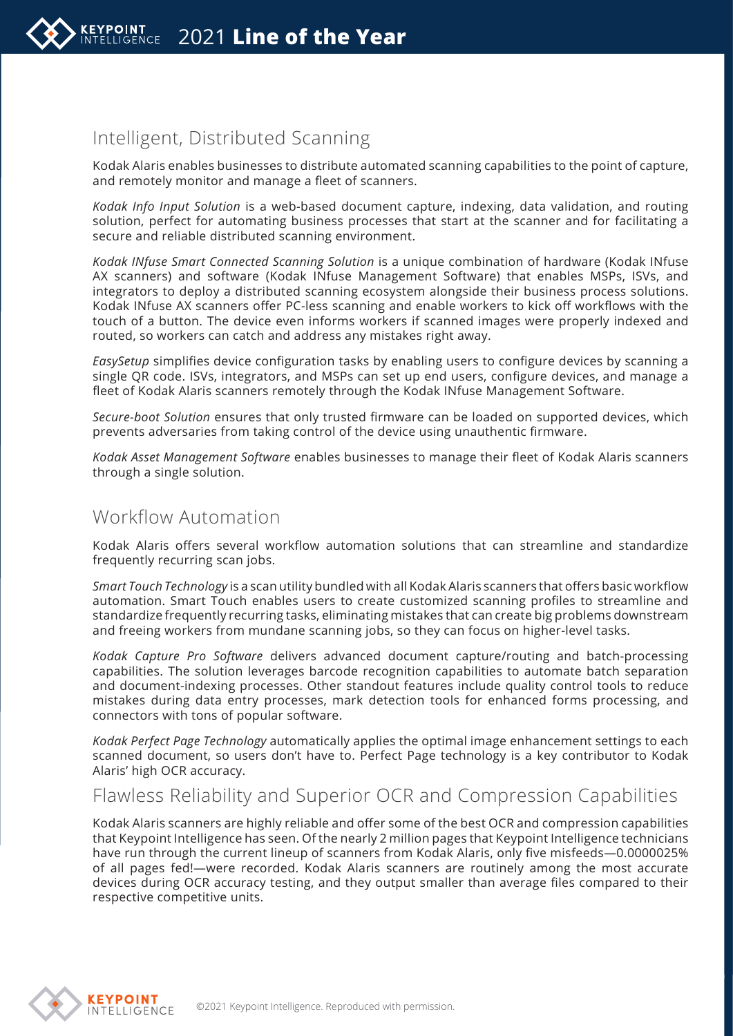## Intelligent, Distributed Scanning

Kodak Alaris enables businesses to distribute automated scanning capabilities to the point of capture, and remotely monitor and manage a fleet of scanners.

*Kodak Info Input Solution* is a web-based document capture, indexing, data validation, and routing solution, perfect for automating business processes that start at the scanner and for facilitating a secure and reliable distributed scanning environment.

*Kodak INfuse Smart Connected Scanning Solution* is a unique combination of hardware (Kodak INfuse AX scanners) and software (Kodak INfuse Management Software) that enables MSPs, ISVs, and integrators to deploy a distributed scanning ecosystem alongside their business process solutions. Kodak INfuse AX scanners offer PC-less scanning and enable workers to kick off workflows with the touch of a button. The device even informs workers if scanned images were properly indexed and routed, so workers can catch and address any mistakes right away.

*EasySetup* simplifies device configuration tasks by enabling users to configure devices by scanning a single QR code. ISVs, integrators, and MSPs can set up end users, configure devices, and manage a fleet of Kodak Alaris scanners remotely through the Kodak INfuse Management Software.

*Secure-boot Solution* ensures that only trusted firmware can be loaded on supported devices, which prevents adversaries from taking control of the device using unauthentic firmware.

*Kodak Asset Management Software* enables businesses to manage their fleet of Kodak Alaris scanners through a single solution.

## Workflow Automation

Kodak Alaris offers several workflow automation solutions that can streamline and standardize frequently recurring scan jobs.

*Smart Touch Technology* is a scan utility bundled with all Kodak Alaris scanners that offers basic workflow automation. Smart Touch enables users to create customized scanning profiles to streamline and standardize frequently recurring tasks, eliminating mistakes that can create big problems downstream and freeing workers from mundane scanning jobs, so they can focus on higher-level tasks.

*Kodak Capture Pro Software* delivers advanced document capture/routing and batch-processing capabilities. The solution leverages barcode recognition capabilities to automate batch separation and document-indexing processes. Other standout features include quality control tools to reduce mistakes during data entry processes, mark detection tools for enhanced forms processing, and connectors with tons of popular software.

*Kodak Perfect Page Technology* automatically applies the optimal image enhancement settings to each scanned document, so users don't have to. Perfect Page technology is a key contributor to Kodak Alaris' high OCR accuracy.

## Flawless Reliability and Superior OCR and Compression Capabilities

Kodak Alaris scanners are highly reliable and offer some of the best OCR and compression capabilities that Keypoint Intelligence has seen. Of the nearly 2 million pages that Keypoint Intelligence technicians have run through the current lineup of scanners from Kodak Alaris, only five misfeeds—0.0000025% of all pages fed!—were recorded. Kodak Alaris scanners are routinely among the most accurate devices during OCR accuracy testing, and they output smaller than average files compared to their respective competitive units.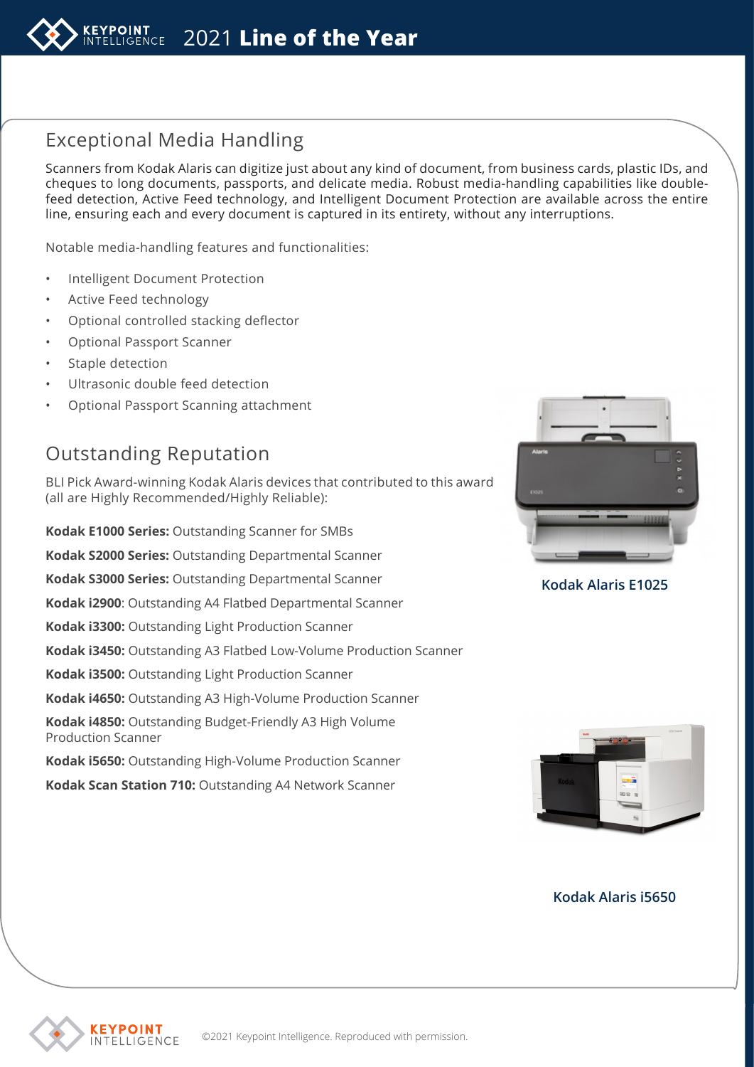## Exceptional Media Handling

Scanners from Kodak Alaris can digitize just about any kind of document, from business cards, plastic IDs, and cheques to long documents, passports, and delicate media. Robust media-handling capabilities like double-feed detection, Active Feed technology, and Intelligent Document Protection are available across the entire line, ensuring each and every document is captured in its entirety, without any interruptions.

Notable media-handling features and functionalities:

- Intelligent Document Protection
- Active Feed technology
- Optional controlled stacking deflector
- Optional Passport Scanner
- Staple detection
- Ultrasonic double feed detection
- Optional Passport Scanning attachment

## Outstanding Reputation

BLI Pick Award-winning Kodak Alaris devices that contributed to this award (all are Highly Recommended/Highly Reliable):

**Kodak E1000 Series:** Outstanding Scanner for SMBs

**Kodak S2000 Series:** Outstanding Departmental Scanner

**Kodak S3000 Series:** Outstanding Departmental Scanner

**Kodak i2900**: Outstanding A4 Flatbed Departmental Scanner

**Kodak i3300:** Outstanding Light Production Scanner

**Kodak i3450:** Outstanding A3 Flatbed Low-Volume Production Scanner

**Kodak i3500:** Outstanding Light Production Scanner

**Kodak i4650:** Outstanding A3 High-Volume Production Scanner

**Kodak i4850:** Outstanding Budget-Friendly A3 High Volume Production Scanner

**Kodak i5650:** Outstanding High-Volume Production Scanner

**Kodak Scan Station 710:** Outstanding A4 Network Scanner

**Kodak Alaris E1025**

**Kodak Alaris i5650**

©2021 Keypoint Intelligence. Reproduced with permission.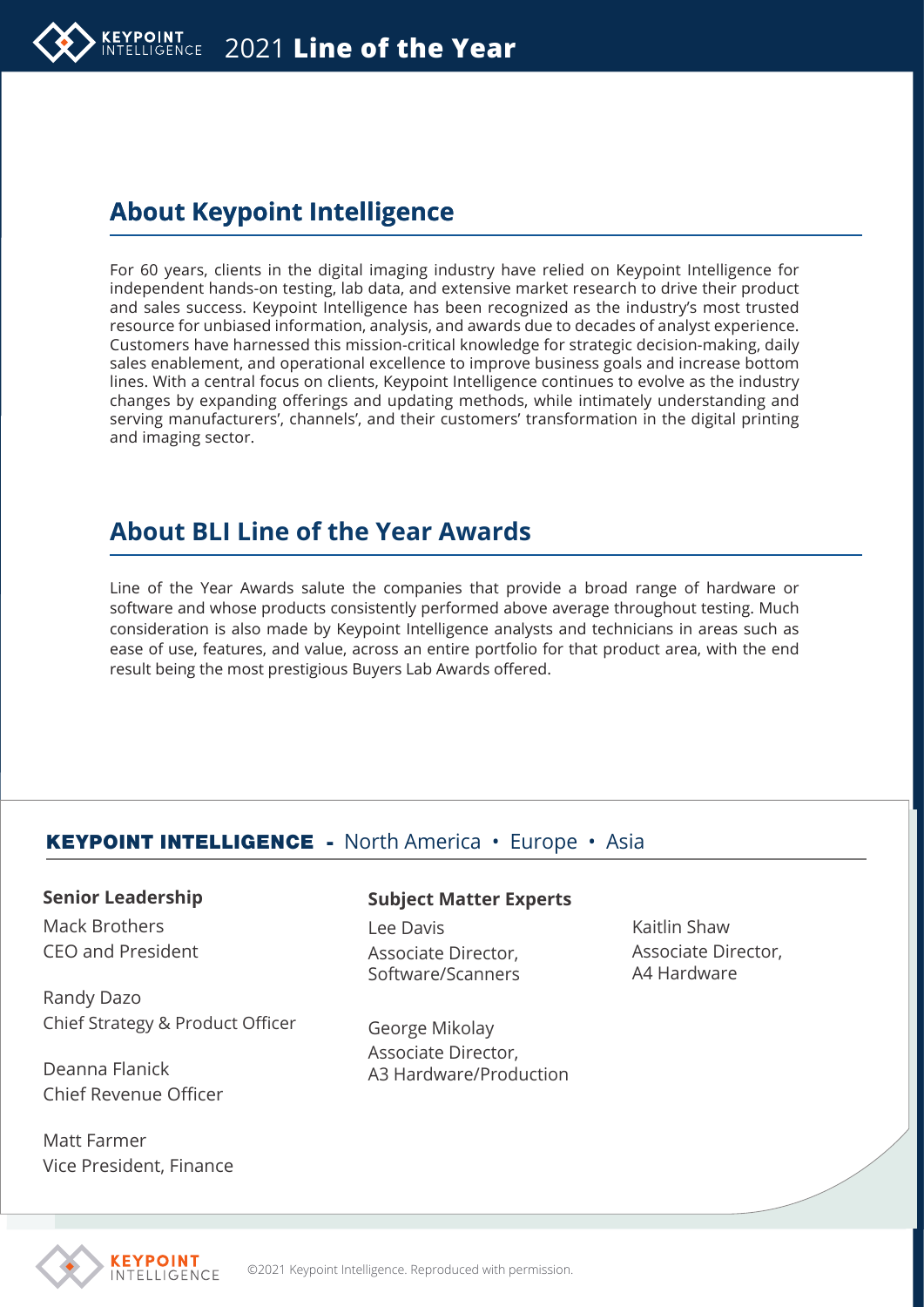## About Keypoint Intelligence

For 60 years, clients in the digital imaging industry have relied on Keypoint Intelligence for independent hands-on testing, lab data, and extensive market research to drive their product and sales success. Keypoint Intelligence has been recognized as the industry's most trusted resource for unbiased information, analysis, and awards due to decades of analyst experience. Customers have harnessed this mission-critical knowledge for strategic decision-making, daily sales enablement, and operational excellence to improve business goals and increase bottom lines. With a central focus on clients, Keypoint Intelligence continues to evolve as the industry changes by expanding offerings and updating methods, while intimately understanding and serving manufacturers', channels', and their customers' transformation in the digital printing and imaging sector.

## About BLI Line of the Year Awards

Line of the Year Awards salute the companies that provide a broad range of hardware or software and whose products consistently performed above average throughout testing. Much consideration is also made by Keypoint Intelligence analysts and technicians in areas such as ease of use, features, and value, across an entire portfolio for that product area, with the end result being the most prestigious Buyers Lab Awards offered.

### KEYPOINT INTELLIGENCE - North America • Europe • Asia

**Senior Leadership**

Mack Brothers
CEO and President

Randy Dazo
Chief Strategy & Product Officer

Deanna Flanick
Chief Revenue Officer

Matt Farmer
Vice President, Finance

**Subject Matter Experts**

Lee Davis
Associate Director, Software/Scanners

George Mikolay
Associate Director, A3 Hardware/Production

Kaitlin Shaw
Associate Director, A4 Hardware

©2021 Keypoint Intelligence. Reproduced with permission.